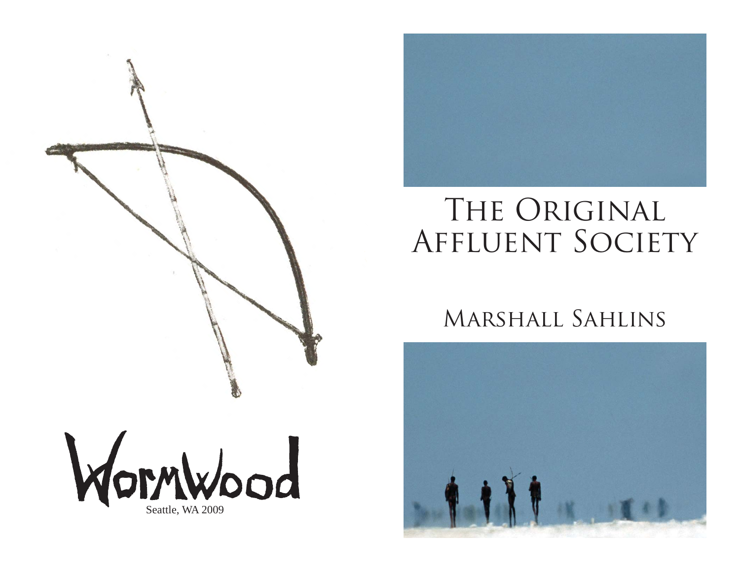Wormwood

Seattle, WA 2009

# The Original Affluent Society

## Marshall Sahlins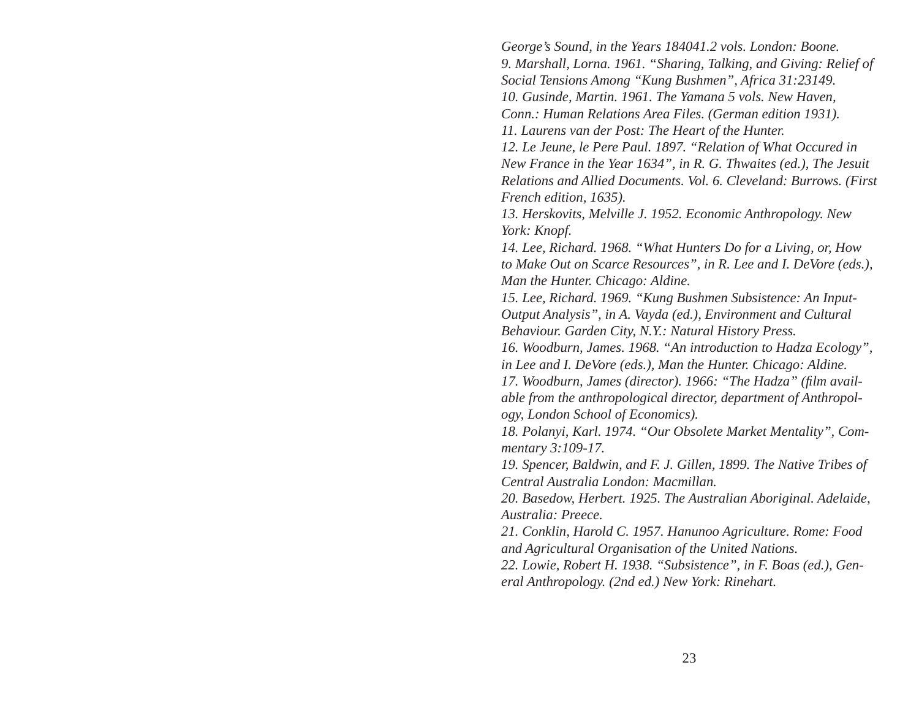*George's Sound, in the Years 184041.2 vols. London: Boone.*

*9. Marshall, Lorna. 1961. "Sharing, Talking, and Giving: Relief of Social Tensions Among "Kung Bushmen", Africa 31:23149.*

*10. Gusinde, Martin. 1961. The Yamana 5 vols. New Haven, Conn.: Human Relations Area Files. (German edition 1931).*

*11. Laurens van der Post: The Heart of the Hunter.*

*12. Le Jeune, le Pere Paul. 1897. "Relation of What Occured in New France in the Year 1634", in R. G. Thwaites (ed.), The Jesuit Relations and Allied Documents. Vol. 6. Cleveland: Burrows. (First French edition, 1635).*

*13. Herskovits, Melville J. 1952. Economic Anthropology. New York: Knopf.*

*14. Lee, Richard. 1968. "What Hunters Do for a Living, or, How to Make Out on Scarce Resources", in R. Lee and I. DeVore (eds.), Man the Hunter. Chicago: Aldine.*

*15. Lee, Richard. 1969. "Kung Bushmen Subsistence: An Input-Output Analysis", in A. Vayda (ed.), Environment and Cultural Behaviour. Garden City, N.Y.: Natural History Press.*

*16. Woodburn, James. 1968. "An introduction to Hadza Ecology", in Lee and I. DeVore (eds.), Man the Hunter. Chicago: Aldine.*

*17. Woodburn, James (director). 1966: "The Hadza" (film available from the anthropological director, department of Anthropology, London School of Economics).*

*18. Polanyi, Karl. 1974. "Our Obsolete Market Mentality", Commentary 3:109-17.*

*19. Spencer, Baldwin, and F. J. Gillen, 1899. The Native Tribes of Central Australia London: Macmillan.*

*20. Basedow, Herbert. 1925. The Australian Aboriginal. Adelaide, Australia: Preece.*

*21. Conklin, Harold C. 1957. Hanunoo Agriculture. Rome: Food and Agricultural Organisation of the United Nations.*

*22. Lowie, Robert H. 1938. "Subsistence", in F. Boas (ed.), General Anthropology. (2nd ed.) New York: Rinehart.*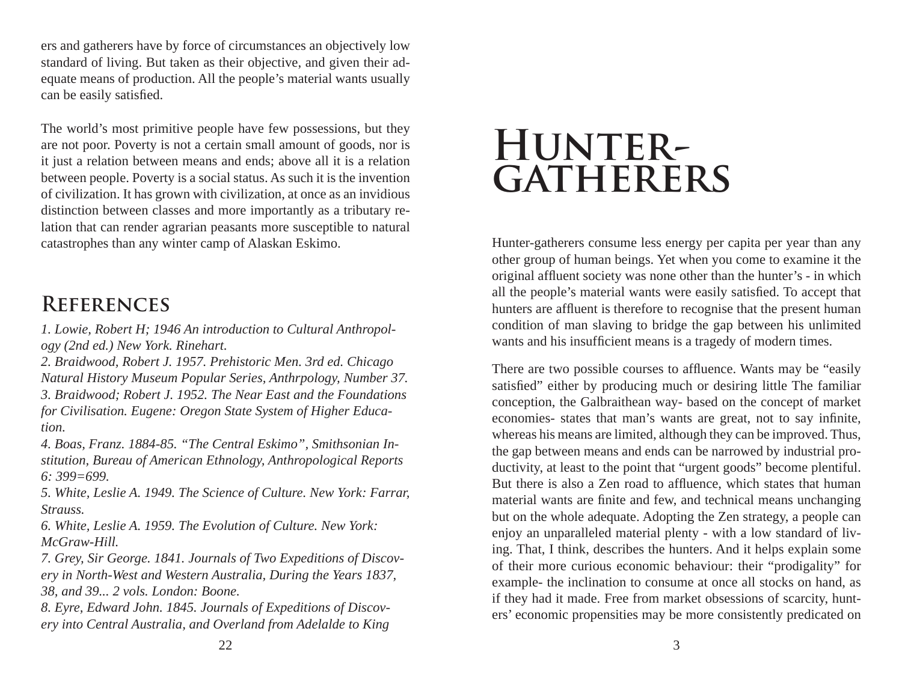ers and gatherers have by force of circumstances an objectively low standard of living. But taken as their objective, and given their adequate means of production. All the people's material wants usually can be easily satisfied.

The world's most primitive people have few possessions, but they are not poor. Poverty is not a certain small amount of goods, nor is it just a relation between means and ends; above all it is a relation between people. Poverty is a social status. As such it is the invention of civilization. It has grown with civilization, at once as an invidious distinction between classes and more importantly as a tributary relation that can render agrarian peasants more susceptible to natural catastrophes than any winter camp of Alaskan Eskimo.

## References

*1. Lowie, Robert H; 1946 An introduction to Cultural Anthropology (2nd ed.) New York. Rinehart.*
*2. Braidwood, Robert J. 1957. Prehistoric Men. 3rd ed. Chicago Natural History Museum Popular Series, Anthrpology, Number 37.*
*3. Braidwood; Robert J. 1952. The Near East and the Foundations for Civilisation. Eugene: Oregon State System of Higher Education.*
*4. Boas, Franz. 1884-85. "The Central Eskimo", Smithsonian Institution, Bureau of American Ethnology, Anthropological Reports 6: 399=699.*
*5. White, Leslie A. 1949. The Science of Culture. New York: Farrar, Strauss.*
*6. White, Leslie A. 1959. The Evolution of Culture. New York: McGraw-Hill.*
*7. Grey, Sir George. 1841. Journals of Two Expeditions of Discovery in North-West and Western Australia, During the Years 1837, 38, and 39... 2 vols. London: Boone.*
*8. Eyre, Edward John. 1845. Journals of Expeditions of Discovery into Central Australia, and Overland from Adelalde to King*

# Hunter-gatherers

Hunter-gatherers consume less energy per capita per year than any other group of human beings. Yet when you come to examine it the original affluent society was none other than the hunter's - in which all the people's material wants were easily satisfied. To accept that hunters are affluent is therefore to recognise that the present human condition of man slaving to bridge the gap between his unlimited wants and his insufficient means is a tragedy of modern times.

There are two possible courses to affluence. Wants may be "easily satisfied" either by producing much or desiring little The familiar conception, the Galbraithean way- based on the concept of market economies- states that man's wants are great, not to say infinite, whereas his means are limited, although they can be improved. Thus, the gap between means and ends can be narrowed by industrial productivity, at least to the point that "urgent goods" become plentiful. But there is also a Zen road to affluence, which states that human material wants are finite and few, and technical means unchanging but on the whole adequate. Adopting the Zen strategy, a people can enjoy an unparalleled material plenty - with a low standard of living. That, I think, describes the hunters. And it helps explain some of their more curious economic behaviour: their "prodigality" for example- the inclination to consume at once all stocks on hand, as if they had it made. Free from market obsessions of scarcity, hunters' economic propensities may be more consistently predicated on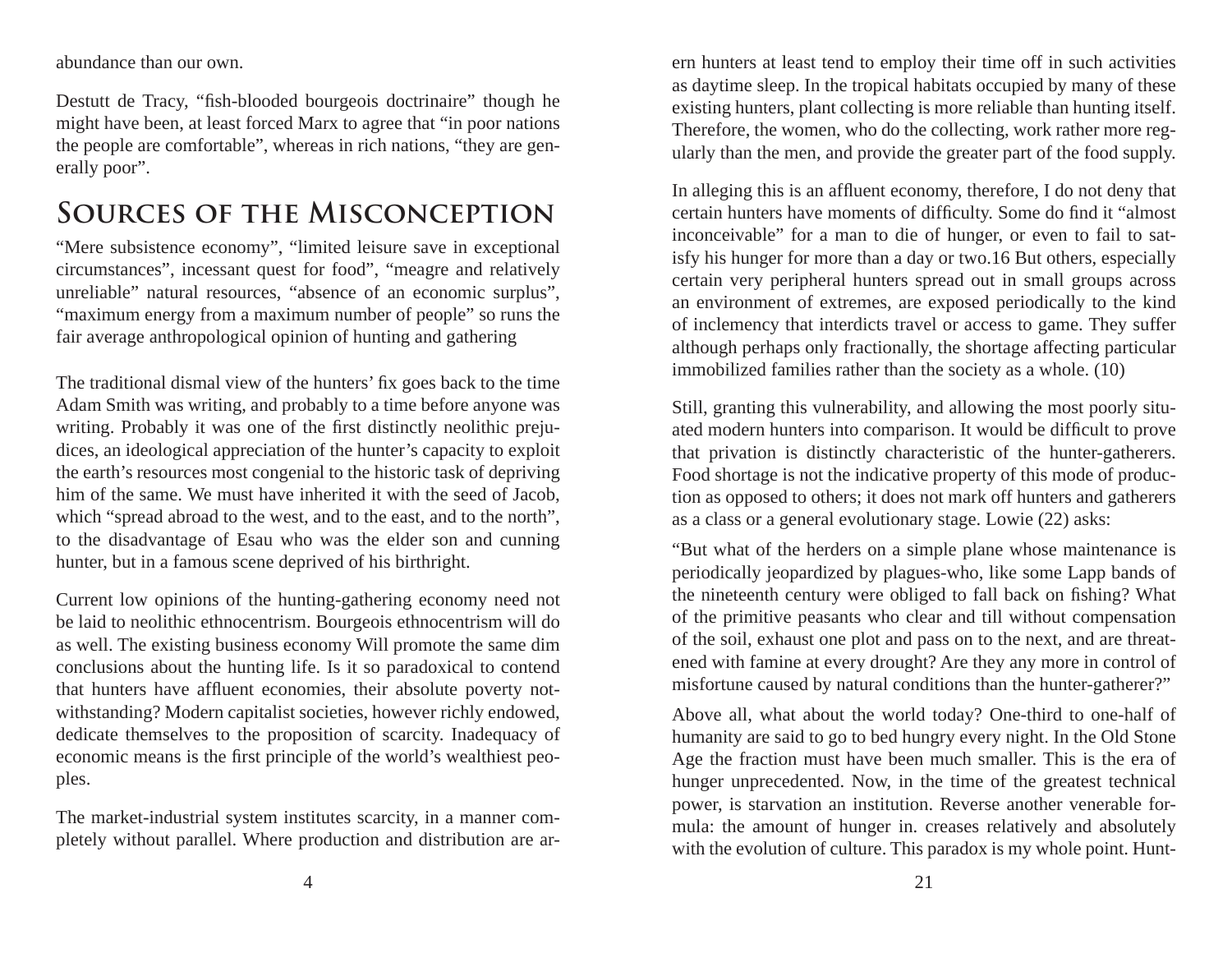abundance than our own.

Destutt de Tracy, "fish-blooded bourgeois doctrinaire" though he might have been, at least forced Marx to agree that "in poor nations the people are comfortable", whereas in rich nations, "they are generally poor".

## Sources of the Misconception

"Mere subsistence economy", "limited leisure save in exceptional circumstances", incessant quest for food", "meagre and relatively unreliable" natural resources, "absence of an economic surplus", "maximum energy from a maximum number of people" so runs the fair average anthropological opinion of hunting and gathering

The traditional dismal view of the hunters' fix goes back to the time Adam Smith was writing, and probably to a time before anyone was writing. Probably it was one of the first distinctly neolithic prejudices, an ideological appreciation of the hunter's capacity to exploit the earth's resources most congenial to the historic task of depriving him of the same. We must have inherited it with the seed of Jacob, which "spread abroad to the west, and to the east, and to the north", to the disadvantage of Esau who was the elder son and cunning hunter, but in a famous scene deprived of his birthright.

Current low opinions of the hunting-gathering economy need not be laid to neolithic ethnocentrism. Bourgeois ethnocentrism will do as well. The existing business economy Will promote the same dim conclusions about the hunting life. Is it so paradoxical to contend that hunters have affluent economies, their absolute poverty notwithstanding? Modern capitalist societies, however richly endowed, dedicate themselves to the proposition of scarcity. Inadequacy of economic means is the first principle of the world's wealthiest peoples.

The market-industrial system institutes scarcity, in a manner completely without parallel. Where production and distribution are ar-

ern hunters at least tend to employ their time off in such activities as daytime sleep. In the tropical habitats occupied by many of these existing hunters, plant collecting is more reliable than hunting itself. Therefore, the women, who do the collecting, work rather more regularly than the men, and provide the greater part of the food supply.

In alleging this is an affluent economy, therefore, I do not deny that certain hunters have moments of difficulty. Some do find it "almost inconceivable" for a man to die of hunger, or even to fail to satisfy his hunger for more than a day or two.16 But others, especially certain very peripheral hunters spread out in small groups across an environment of extremes, are exposed periodically to the kind of inclemency that interdicts travel or access to game. They suffer although perhaps only fractionally, the shortage affecting particular immobilized families rather than the society as a whole. (10)

Still, granting this vulnerability, and allowing the most poorly situated modern hunters into comparison. It would be difficult to prove that privation is distinctly characteristic of the hunter-gatherers. Food shortage is not the indicative property of this mode of production as opposed to others; it does not mark off hunters and gatherers as a class or a general evolutionary stage. Lowie (22) asks:

"But what of the herders on a simple plane whose maintenance is periodically jeopardized by plagues-who, like some Lapp bands of the nineteenth century were obliged to fall back on fishing? What of the primitive peasants who clear and till without compensation of the soil, exhaust one plot and pass on to the next, and are threatened with famine at every drought? Are they any more in control of misfortune caused by natural conditions than the hunter-gatherer?"

Above all, what about the world today? One-third to one-half of humanity are said to go to bed hungry every night. In the Old Stone Age the fraction must have been much smaller. This is the era of hunger unprecedented. Now, in the time of the greatest technical power, is starvation an institution. Reverse another venerable formula: the amount of hunger in. creases relatively and absolutely with the evolution of culture. This paradox is my whole point. Hunt-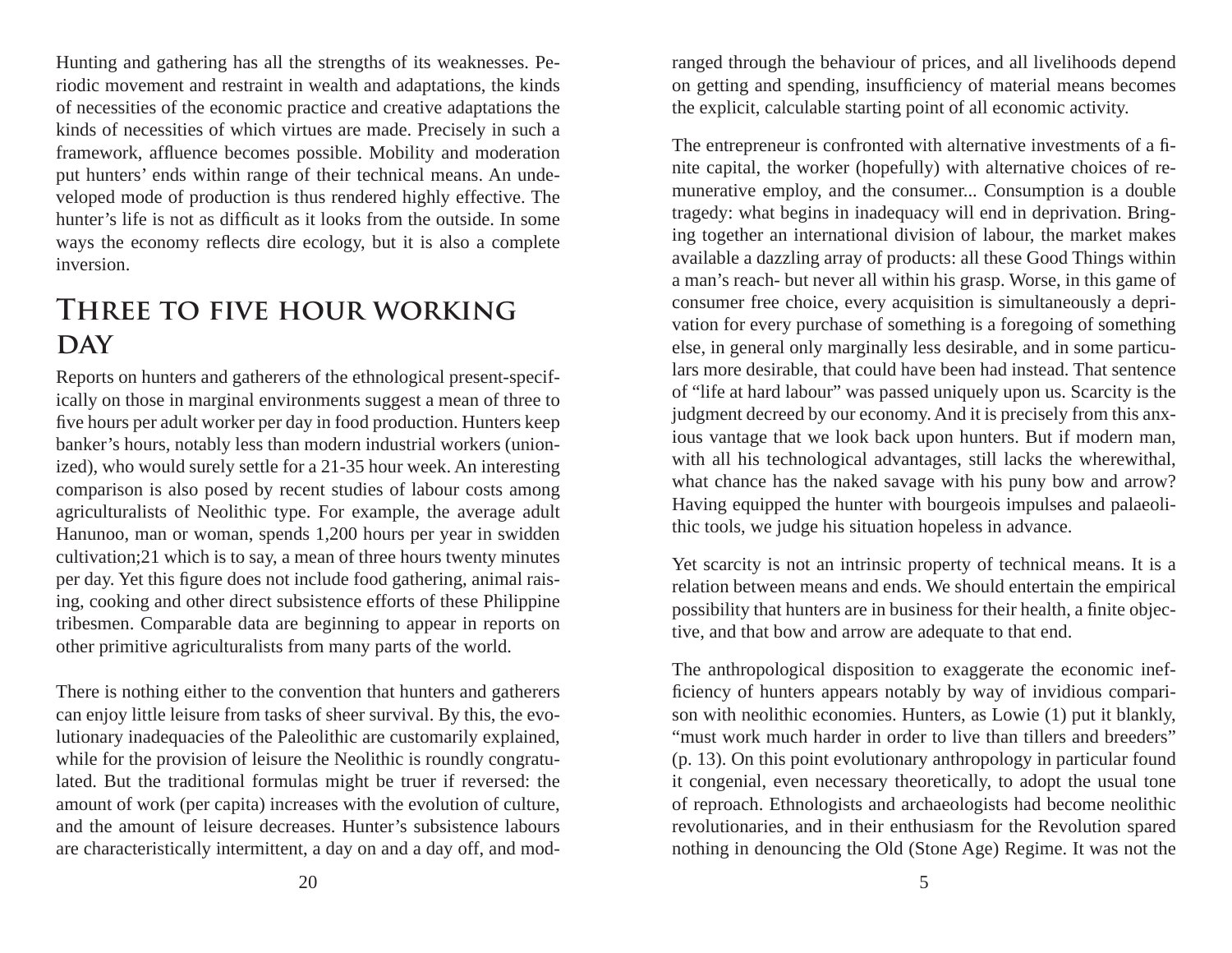Hunting and gathering has all the strengths of its weaknesses. Periodic movement and restraint in wealth and adaptations, the kinds of necessities of the economic practice and creative adaptations the kinds of necessities of which virtues are made. Precisely in such a framework, affluence becomes possible. Mobility and moderation put hunters' ends within range of their technical means. An undeveloped mode of production is thus rendered highly effective. The hunter's life is not as difficult as it looks from the outside. In some ways the economy reflects dire ecology, but it is also a complete inversion.

## Three to five hour working day

Reports on hunters and gatherers of the ethnological present-specifically on those in marginal environments suggest a mean of three to five hours per adult worker per day in food production. Hunters keep banker's hours, notably less than modern industrial workers (unionized), who would surely settle for a 21-35 hour week. An interesting comparison is also posed by recent studies of labour costs among agriculturalists of Neolithic type. For example, the average adult Hanunoo, man or woman, spends 1,200 hours per year in swidden cultivation;21 which is to say, a mean of three hours twenty minutes per day. Yet this figure does not include food gathering, animal raising, cooking and other direct subsistence efforts of these Philippine tribesmen. Comparable data are beginning to appear in reports on other primitive agriculturalists from many parts of the world.

There is nothing either to the convention that hunters and gatherers can enjoy little leisure from tasks of sheer survival. By this, the evolutionary inadequacies of the Paleolithic are customarily explained, while for the provision of leisure the Neolithic is roundly congratulated. But the traditional formulas might be truer if reversed: the amount of work (per capita) increases with the evolution of culture, and the amount of leisure decreases. Hunter's subsistence labours are characteristically intermittent, a day on and a day off, and mod-

ranged through the behaviour of prices, and all livelihoods depend on getting and spending, insufficiency of material means becomes the explicit, calculable starting point of all economic activity.

The entrepreneur is confronted with alternative investments of a finite capital, the worker (hopefully) with alternative choices of remunerative employ, and the consumer... Consumption is a double tragedy: what begins in inadequacy will end in deprivation. Bringing together an international division of labour, the market makes available a dazzling array of products: all these Good Things within a man's reach- but never all within his grasp. Worse, in this game of consumer free choice, every acquisition is simultaneously a deprivation for every purchase of something is a foregoing of something else, in general only marginally less desirable, and in some particulars more desirable, that could have been had instead. That sentence of "life at hard labour" was passed uniquely upon us. Scarcity is the judgment decreed by our economy. And it is precisely from this anxious vantage that we look back upon hunters. But if modern man, with all his technological advantages, still lacks the wherewithal, what chance has the naked savage with his puny bow and arrow? Having equipped the hunter with bourgeois impulses and palaeolithic tools, we judge his situation hopeless in advance.

Yet scarcity is not an intrinsic property of technical means. It is a relation between means and ends. We should entertain the empirical possibility that hunters are in business for their health, a finite objective, and that bow and arrow are adequate to that end.

The anthropological disposition to exaggerate the economic inefficiency of hunters appears notably by way of invidious comparison with neolithic economies. Hunters, as Lowie (1) put it blankly, "must work much harder in order to live than tillers and breeders" (p. 13). On this point evolutionary anthropology in particular found it congenial, even necessary theoretically, to adopt the usual tone of reproach. Ethnologists and archaeologists had become neolithic revolutionaries, and in their enthusiasm for the Revolution spared nothing in denouncing the Old (Stone Age) Regime. It was not the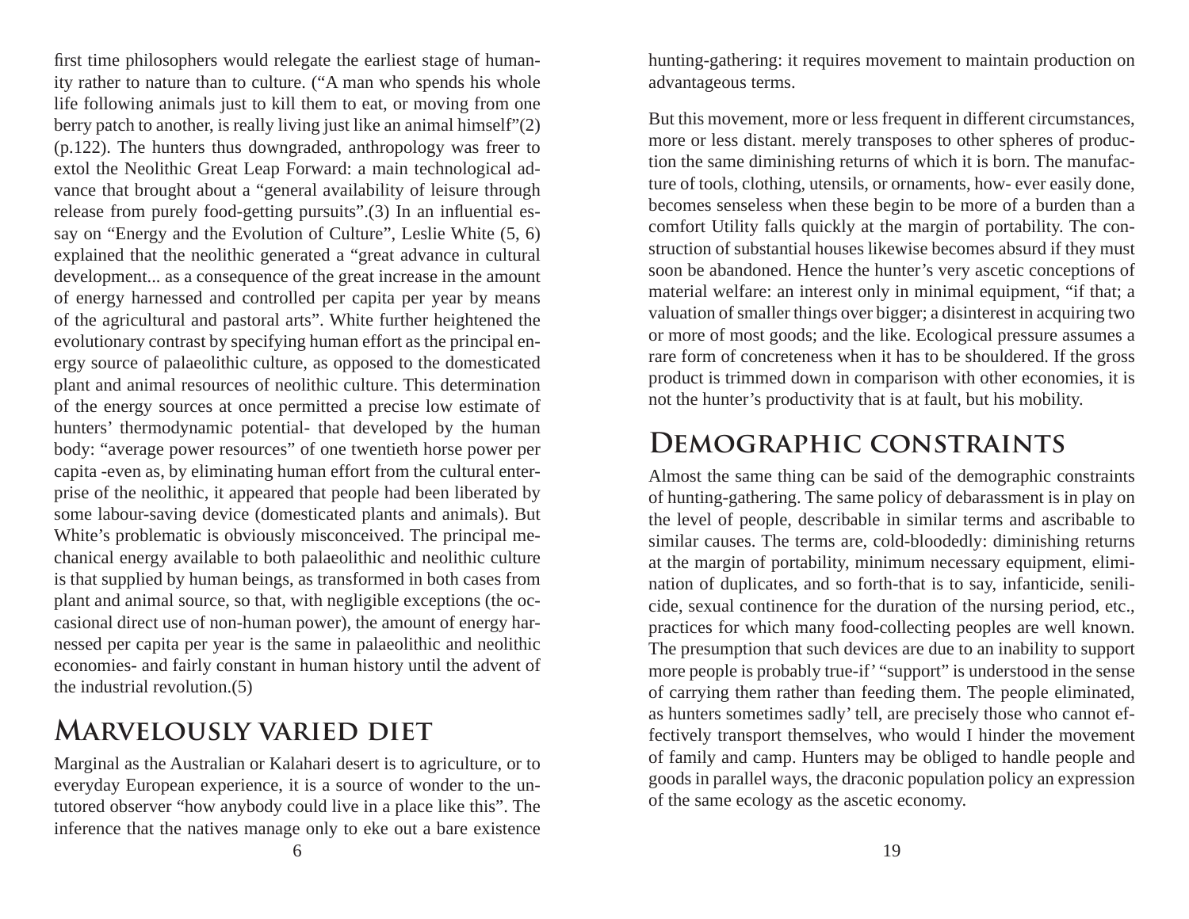first time philosophers would relegate the earliest stage of humanity rather to nature than to culture. ("A man who spends his whole life following animals just to kill them to eat, or moving from one berry patch to another, is really living just like an animal himself"(2) (p.122). The hunters thus downgraded, anthropology was freer to extol the Neolithic Great Leap Forward: a main technological advance that brought about a "general availability of leisure through release from purely food-getting pursuits".(3) In an influential essay on "Energy and the Evolution of Culture", Leslie White (5, 6) explained that the neolithic generated a "great advance in cultural development... as a consequence of the great increase in the amount of energy harnessed and controlled per capita per year by means of the agricultural and pastoral arts". White further heightened the evolutionary contrast by specifying human effort as the principal energy source of palaeolithic culture, as opposed to the domesticated plant and animal resources of neolithic culture. This determination of the energy sources at once permitted a precise low estimate of hunters' thermodynamic potential- that developed by the human body: "average power resources" of one twentieth horse power per capita -even as, by eliminating human effort from the cultural enterprise of the neolithic, it appeared that people had been liberated by some labour-saving device (domesticated plants and animals). But White's problematic is obviously misconceived. The principal mechanical energy available to both palaeolithic and neolithic culture is that supplied by human beings, as transformed in both cases from plant and animal source, so that, with negligible exceptions (the occasional direct use of non-human power), the amount of energy harnessed per capita per year is the same in palaeolithic and neolithic economies- and fairly constant in human history until the advent of the industrial revolution.(5)

## Marvelously varied diet

Marginal as the Australian or Kalahari desert is to agriculture, or to everyday European experience, it is a source of wonder to the untutored observer "how anybody could live in a place like this". The inference that the natives manage only to eke out a bare existence

hunting-gathering: it requires movement to maintain production on advantageous terms.

But this movement, more or less frequent in different circumstances, more or less distant. merely transposes to other spheres of production the same diminishing returns of which it is born. The manufacture of tools, clothing, utensils, or ornaments, how- ever easily done, becomes senseless when these begin to be more of a burden than a comfort Utility falls quickly at the margin of portability. The construction of substantial houses likewise becomes absurd if they must soon be abandoned. Hence the hunter's very ascetic conceptions of material welfare: an interest only in minimal equipment, "if that; a valuation of smaller things over bigger; a disinterest in acquiring two or more of most goods; and the like. Ecological pressure assumes a rare form of concreteness when it has to be shouldered. If the gross product is trimmed down in comparison with other economies, it is not the hunter's productivity that is at fault, but his mobility.

## Demographic constraints

Almost the same thing can be said of the demographic constraints of hunting-gathering. The same policy of debarassment is in play on the level of people, describable in similar terms and ascribable to similar causes. The terms are, cold-bloodedly: diminishing returns at the margin of portability, minimum necessary equipment, elimination of duplicates, and so forth-that is to say, infanticide, senilicide, sexual continence for the duration of the nursing period, etc., practices for which many food-collecting peoples are well known. The presumption that such devices are due to an inability to support more people is probably true-if' "support" is understood in the sense of carrying them rather than feeding them. The people eliminated, as hunters sometimes sadly' tell, are precisely those who cannot effectively transport themselves, who would I hinder the movement of family and camp. Hunters may be obliged to handle people and goods in parallel ways, the draconic population policy an expression of the same ecology as the ascetic economy.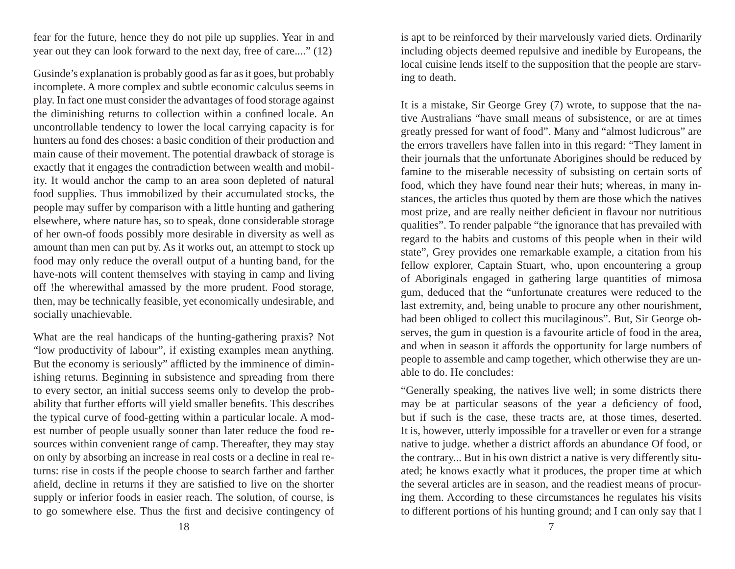fear for the future, hence they do not pile up supplies. Year in and year out they can look forward to the next day, free of care...." (12)

Gusinde's explanation is probably good as far as it goes, but probably incomplete. A more complex and subtle economic calculus seems in play. In fact one must consider the advantages of food storage against the diminishing returns to collection within a confined locale. An uncontrollable tendency to lower the local carrying capacity is for hunters au fond des choses: a basic condition of their production and main cause of their movement. The potential drawback of storage is exactly that it engages the contradiction between wealth and mobility. It would anchor the camp to an area soon depleted of natural food supplies. Thus immobilized by their accumulated stocks, the people may suffer by comparison with a little hunting and gathering elsewhere, where nature has, so to speak, done considerable storage of her own-of foods possibly more desirable in diversity as well as amount than men can put by. As it works out, an attempt to stock up food may only reduce the overall output of a hunting band, for the have-nots will content themselves with staying in camp and living off !he wherewithal amassed by the more prudent. Food storage, then, may be technically feasible, yet economically undesirable, and socially unachievable.

What are the real handicaps of the hunting-gathering praxis? Not "low productivity of labour", if existing examples mean anything. But the economy is seriously" afflicted by the imminence of diminishing returns. Beginning in subsistence and spreading from there to every sector, an initial success seems only to develop the probability that further efforts will yield smaller benefits. This describes the typical curve of food-getting within a particular locale. A modest number of people usually sooner than later reduce the food resources within convenient range of camp. Thereafter, they may stay on only by absorbing an increase in real costs or a decline in real returns: rise in costs if the people choose to search farther and farther afield, decline in returns if they are satisfied to live on the shorter supply or inferior foods in easier reach. The solution, of course, is to go somewhere else. Thus the first and decisive contingency of

is apt to be reinforced by their marvelously varied diets. Ordinarily including objects deemed repulsive and inedible by Europeans, the local cuisine lends itself to the supposition that the people are starving to death.

It is a mistake, Sir George Grey (7) wrote, to suppose that the native Australians "have small means of subsistence, or are at times greatly pressed for want of food". Many and "almost ludicrous" are the errors travellers have fallen into in this regard: "They lament in their journals that the unfortunate Aborigines should be reduced by famine to the miserable necessity of subsisting on certain sorts of food, which they have found near their huts; whereas, in many instances, the articles thus quoted by them are those which the natives most prize, and are really neither deficient in flavour nor nutritious qualities". To render palpable "the ignorance that has prevailed with regard to the habits and customs of this people when in their wild state", Grey provides one remarkable example, a citation from his fellow explorer, Captain Stuart, who, upon encountering a group of Aboriginals engaged in gathering large quantities of mimosa gum, deduced that the "unfortunate creatures were reduced to the last extremity, and, being unable to procure any other nourishment, had been obliged to collect this mucilaginous". But, Sir George observes, the gum in question is a favourite article of food in the area, and when in season it affords the opportunity for large numbers of people to assemble and camp together, which otherwise they are unable to do. He concludes:

"Generally speaking, the natives live well; in some districts there may be at particular seasons of the year a deficiency of food, but if such is the case, these tracts are, at those times, deserted. It is, however, utterly impossible for a traveller or even for a strange native to judge. whether a district affords an abundance Of food, or the contrary... But in his own district a native is very differently situated; he knows exactly what it produces, the proper time at which the several articles are in season, and the readiest means of procuring them. According to these circumstances he regulates his visits to different portions of his hunting ground; and I can only say that l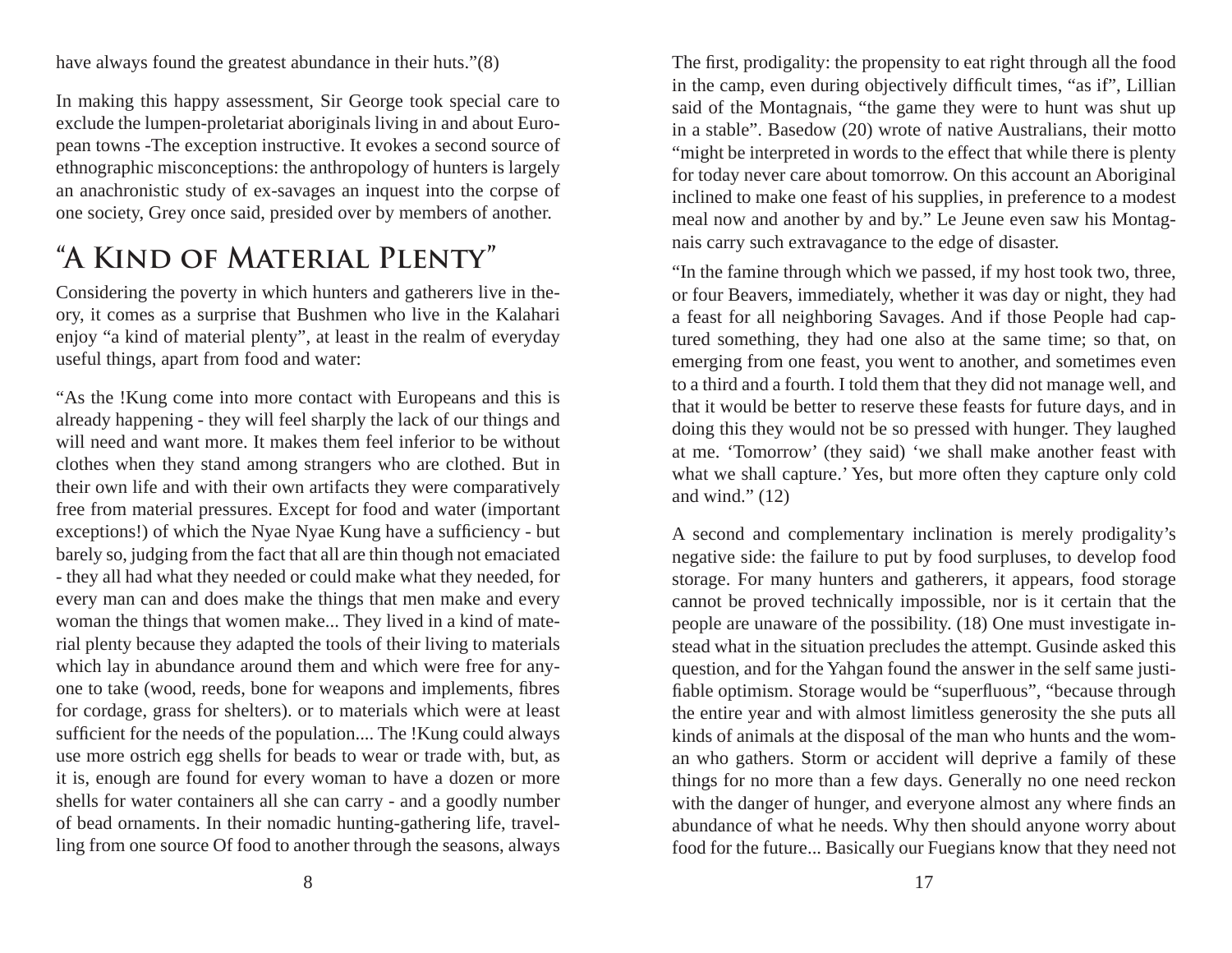have always found the greatest abundance in their huts."(8)

In making this happy assessment, Sir George took special care to exclude the lumpen-proletariat aboriginals living in and about European towns -The exception instructive. It evokes a second source of ethnographic misconceptions: the anthropology of hunters is largely an anachronistic study of ex-savages an inquest into the corpse of one society, Grey once said, presided over by members of another.

## "A Kind of Material Plenty"

Considering the poverty in which hunters and gatherers live in theory, it comes as a surprise that Bushmen who live in the Kalahari enjoy "a kind of material plenty", at least in the realm of everyday useful things, apart from food and water:

"As the !Kung come into more contact with Europeans and this is already happening - they will feel sharply the lack of our things and will need and want more. It makes them feel inferior to be without clothes when they stand among strangers who are clothed. But in their own life and with their own artifacts they were comparatively free from material pressures. Except for food and water (important exceptions!) of which the Nyae Nyae Kung have a sufficiency - but barely so, judging from the fact that all are thin though not emaciated - they all had what they needed or could make what they needed, for every man can and does make the things that men make and every woman the things that women make... They lived in a kind of material plenty because they adapted the tools of their living to materials which lay in abundance around them and which were free for anyone to take (wood, reeds, bone for weapons and implements, fibres for cordage, grass for shelters). or to materials which were at least sufficient for the needs of the population.... The !Kung could always use more ostrich egg shells for beads to wear or trade with, but, as it is, enough are found for every woman to have a dozen or more shells for water containers all she can carry - and a goodly number of bead ornaments. In their nomadic hunting-gathering life, travelling from one source Of food to another through the seasons, always

The first, prodigality: the propensity to eat right through all the food in the camp, even during objectively difficult times, "as if", Lillian said of the Montagnais, "the game they were to hunt was shut up in a stable". Basedow (20) wrote of native Australians, their motto "might be interpreted in words to the effect that while there is plenty for today never care about tomorrow. On this account an Aboriginal inclined to make one feast of his supplies, in preference to a modest meal now and another by and by." Le Jeune even saw his Montagnais carry such extravagance to the edge of disaster.

"In the famine through which we passed, if my host took two, three, or four Beavers, immediately, whether it was day or night, they had a feast for all neighboring Savages. And if those People had captured something, they had one also at the same time; so that, on emerging from one feast, you went to another, and sometimes even to a third and a fourth. I told them that they did not manage well, and that it would be better to reserve these feasts for future days, and in doing this they would not be so pressed with hunger. They laughed at me. 'Tomorrow' (they said) 'we shall make another feast with what we shall capture.' Yes, but more often they capture only cold and wind." (12)

A second and complementary inclination is merely prodigality's negative side: the failure to put by food surpluses, to develop food storage. For many hunters and gatherers, it appears, food storage cannot be proved technically impossible, nor is it certain that the people are unaware of the possibility. (18) One must investigate instead what in the situation precludes the attempt. Gusinde asked this question, and for the Yahgan found the answer in the self same justifiable optimism. Storage would be "superfluous", "because through the entire year and with almost limitless generosity the she puts all kinds of animals at the disposal of the man who hunts and the woman who gathers. Storm or accident will deprive a family of these things for no more than a few days. Generally no one need reckon with the danger of hunger, and everyone almost any where finds an abundance of what he needs. Why then should anyone worry about food for the future... Basically our Fuegians know that they need not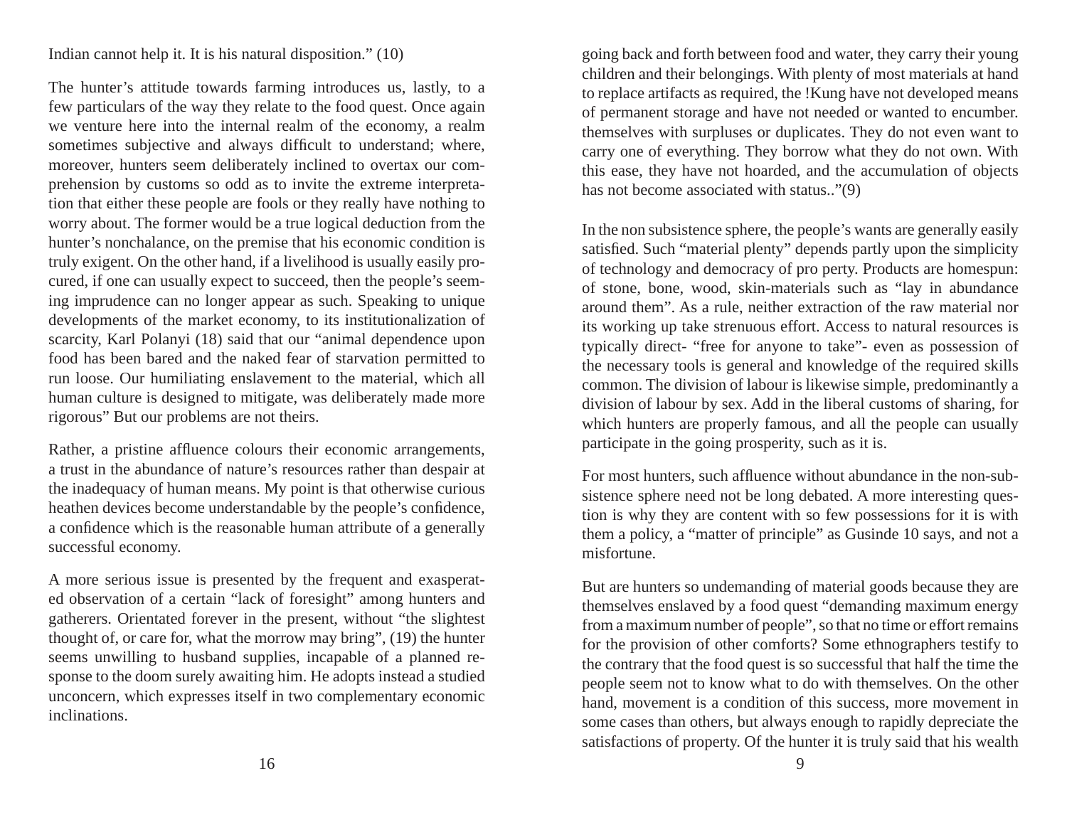Indian cannot help it. It is his natural disposition." (10)

The hunter's attitude towards farming introduces us, lastly, to a few particulars of the way they relate to the food quest. Once again we venture here into the internal realm of the economy, a realm sometimes subjective and always difficult to understand; where, moreover, hunters seem deliberately inclined to overtax our comprehension by customs so odd as to invite the extreme interpretation that either these people are fools or they really have nothing to worry about. The former would be a true logical deduction from the hunter's nonchalance, on the premise that his economic condition is truly exigent. On the other hand, if a livelihood is usually easily procured, if one can usually expect to succeed, then the people's seeming imprudence can no longer appear as such. Speaking to unique developments of the market economy, to its institutionalization of scarcity, Karl Polanyi (18) said that our "animal dependence upon food has been bared and the naked fear of starvation permitted to run loose. Our humiliating enslavement to the material, which all human culture is designed to mitigate, was deliberately made more rigorous" But our problems are not theirs.

Rather, a pristine affluence colours their economic arrangements, a trust in the abundance of nature's resources rather than despair at the inadequacy of human means. My point is that otherwise curious heathen devices become understandable by the people's confidence, a confidence which is the reasonable human attribute of a generally successful economy.

A more serious issue is presented by the frequent and exasperated observation of a certain "lack of foresight" among hunters and gatherers. Orientated forever in the present, without "the slightest thought of, or care for, what the morrow may bring", (19) the hunter seems unwilling to husband supplies, incapable of a planned response to the doom surely awaiting him. He adopts instead a studied unconcern, which expresses itself in two complementary economic inclinations.

going back and forth between food and water, they carry their young children and their belongings. With plenty of most materials at hand to replace artifacts as required, the !Kung have not developed means of permanent storage and have not needed or wanted to encumber. themselves with surpluses or duplicates. They do not even want to carry one of everything. They borrow what they do not own. With this ease, they have not hoarded, and the accumulation of objects has not become associated with status.."(9)

In the non subsistence sphere, the people's wants are generally easily satisfied. Such "material plenty" depends partly upon the simplicity of technology and democracy of pro perty. Products are homespun: of stone, bone, wood, skin-materials such as "lay in abundance around them". As a rule, neither extraction of the raw material nor its working up take strenuous effort. Access to natural resources is typically direct- "free for anyone to take"- even as possession of the necessary tools is general and knowledge of the required skills common. The division of labour is likewise simple, predominantly a division of labour by sex. Add in the liberal customs of sharing, for which hunters are properly famous, and all the people can usually participate in the going prosperity, such as it is.

For most hunters, such affluence without abundance in the non-subsistence sphere need not be long debated. A more interesting question is why they are content with so few possessions for it is with them a policy, a "matter of principle" as Gusinde 10 says, and not a misfortune.

But are hunters so undemanding of material goods because they are themselves enslaved by a food quest "demanding maximum energy from a maximum number of people", so that no time or effort remains for the provision of other comforts? Some ethnographers testify to the contrary that the food quest is so successful that half the time the people seem not to know what to do with themselves. On the other hand, movement is a condition of this success, more movement in some cases than others, but always enough to rapidly depreciate the satisfactions of property. Of the hunter it is truly said that his wealth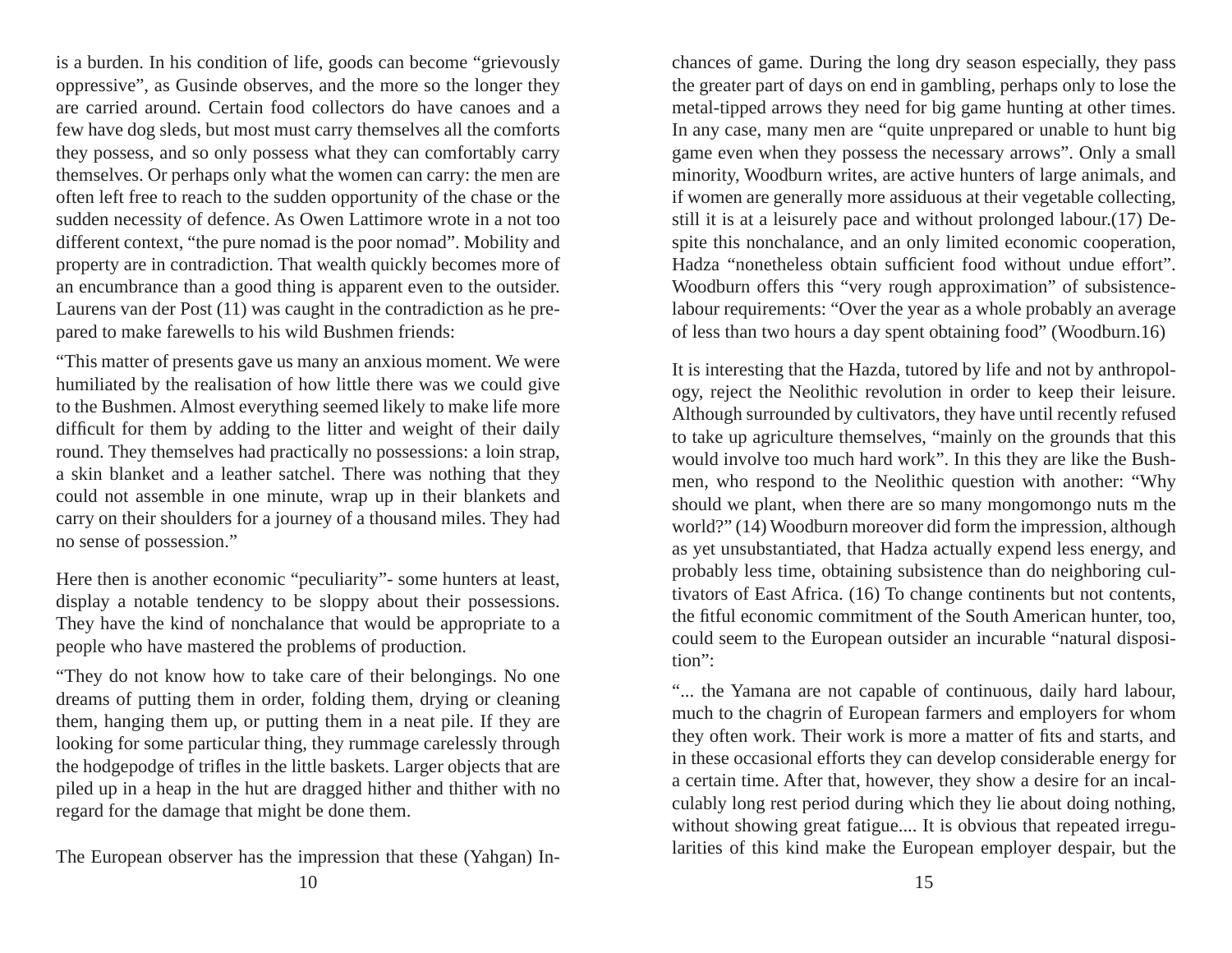is a burden. In his condition of life, goods can become "grievously oppressive", as Gusinde observes, and the more so the longer they are carried around. Certain food collectors do have canoes and a few have dog sleds, but most must carry themselves all the comforts they possess, and so only possess what they can comfortably carry themselves. Or perhaps only what the women can carry: the men are often left free to reach to the sudden opportunity of the chase or the sudden necessity of defence. As Owen Lattimore wrote in a not too different context, "the pure nomad is the poor nomad". Mobility and property are in contradiction. That wealth quickly becomes more of an encumbrance than a good thing is apparent even to the outsider. Laurens van der Post (11) was caught in the contradiction as he prepared to make farewells to his wild Bushmen friends:

"This matter of presents gave us many an anxious moment. We were humiliated by the realisation of how little there was we could give to the Bushmen. Almost everything seemed likely to make life more difficult for them by adding to the litter and weight of their daily round. They themselves had practically no possessions: a loin strap, a skin blanket and a leather satchel. There was nothing that they could not assemble in one minute, wrap up in their blankets and carry on their shoulders for a journey of a thousand miles. They had no sense of possession."

Here then is another economic "peculiarity"- some hunters at least, display a notable tendency to be sloppy about their possessions. They have the kind of nonchalance that would be appropriate to a people who have mastered the problems of production.

"They do not know how to take care of their belongings. No one dreams of putting them in order, folding them, drying or cleaning them, hanging them up, or putting them in a neat pile. If they are looking for some particular thing, they rummage carelessly through the hodgepodge of trifles in the little baskets. Larger objects that are piled up in a heap in the hut are dragged hither and thither with no regard for the damage that might be done them.

The European observer has the impression that these (Yahgan) In-

chances of game. During the long dry season especially, they pass the greater part of days on end in gambling, perhaps only to lose the metal-tipped arrows they need for big game hunting at other times. In any case, many men are "quite unprepared or unable to hunt big game even when they possess the necessary arrows". Only a small minority, Woodburn writes, are active hunters of large animals, and if women are generally more assiduous at their vegetable collecting, still it is at a leisurely pace and without prolonged labour.(17) Despite this nonchalance, and an only limited economic cooperation, Hadza "nonetheless obtain sufficient food without undue effort". Woodburn offers this "very rough approximation" of subsistence-labour requirements: "Over the year as a whole probably an average of less than two hours a day spent obtaining food" (Woodburn.16)

It is interesting that the Hazda, tutored by life and not by anthropology, reject the Neolithic revolution in order to keep their leisure. Although surrounded by cultivators, they have until recently refused to take up agriculture themselves, "mainly on the grounds that this would involve too much hard work". In this they are like the Bushmen, who respond to the Neolithic question with another: "Why should we plant, when there are so many mongomongo nuts m the world?" (14) Woodburn moreover did form the impression, although as yet unsubstantiated, that Hadza actually expend less energy, and probably less time, obtaining subsistence than do neighboring cultivators of East Africa. (16) To change continents but not contents, the fitful economic commitment of the South American hunter, too, could seem to the European outsider an incurable "natural disposition":

"... the Yamana are not capable of continuous, daily hard labour, much to the chagrin of European farmers and employers for whom they often work. Their work is more a matter of fits and starts, and in these occasional efforts they can develop considerable energy for a certain time. After that, however, they show a desire for an incalculably long rest period during which they lie about doing nothing, without showing great fatigue.... It is obvious that repeated irregularities of this kind make the European employer despair, but the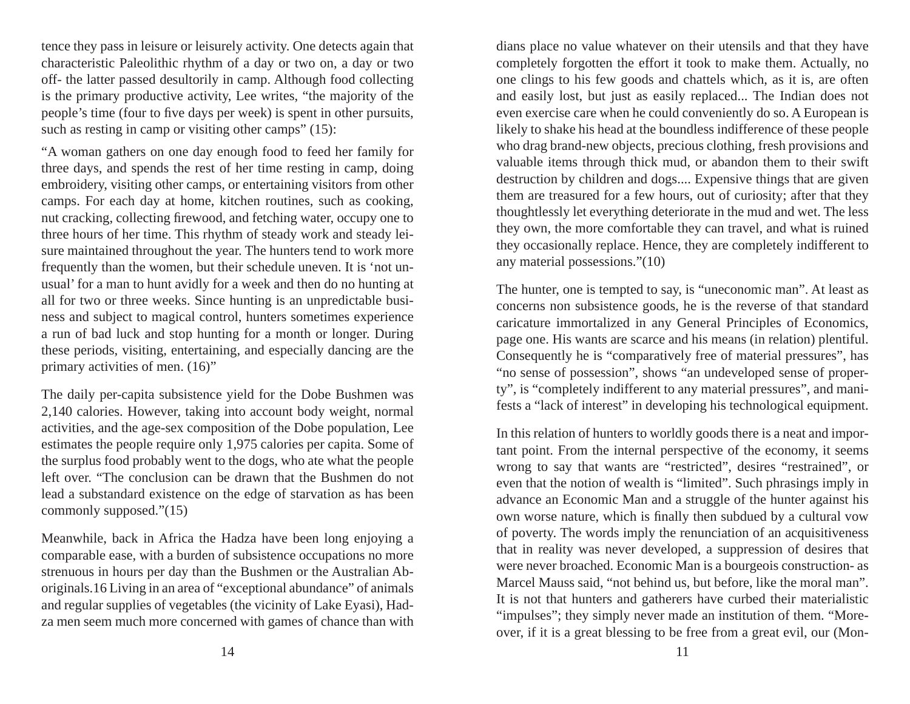tence they pass in leisure or leisurely activity. One detects again that characteristic Paleolithic rhythm of a day or two on, a day or two off- the latter passed desultorily in camp. Although food collecting is the primary productive activity, Lee writes, "the majority of the people's time (four to five days per week) is spent in other pursuits, such as resting in camp or visiting other camps" (15):

"A woman gathers on one day enough food to feed her family for three days, and spends the rest of her time resting in camp, doing embroidery, visiting other camps, or entertaining visitors from other camps. For each day at home, kitchen routines, such as cooking, nut cracking, collecting firewood, and fetching water, occupy one to three hours of her time. This rhythm of steady work and steady leisure maintained throughout the year. The hunters tend to work more frequently than the women, but their schedule uneven. It is 'not unusual' for a man to hunt avidly for a week and then do no hunting at all for two or three weeks. Since hunting is an unpredictable business and subject to magical control, hunters sometimes experience a run of bad luck and stop hunting for a month or longer. During these periods, visiting, entertaining, and especially dancing are the primary activities of men. (16)"

The daily per-capita subsistence yield for the Dobe Bushmen was 2,140 calories. However, taking into account body weight, normal activities, and the age-sex composition of the Dobe population, Lee estimates the people require only 1,975 calories per capita. Some of the surplus food probably went to the dogs, who ate what the people left over. "The conclusion can be drawn that the Bushmen do not lead a substandard existence on the edge of starvation as has been commonly supposed."(15)

Meanwhile, back in Africa the Hadza have been long enjoying a comparable ease, with a burden of subsistence occupations no more strenuous in hours per day than the Bushmen or the Australian Aboriginals.16 Living in an area of "exceptional abundance" of animals and regular supplies of vegetables (the vicinity of Lake Eyasi), Hadza men seem much more concerned with games of chance than with

dians place no value whatever on their utensils and that they have completely forgotten the effort it took to make them. Actually, no one clings to his few goods and chattels which, as it is, are often and easily lost, but just as easily replaced... The Indian does not even exercise care when he could conveniently do so. A European is likely to shake his head at the boundless indifference of these people who drag brand-new objects, precious clothing, fresh provisions and valuable items through thick mud, or abandon them to their swift destruction by children and dogs.... Expensive things that are given them are treasured for a few hours, out of curiosity; after that they thoughtlessly let everything deteriorate in the mud and wet. The less they own, the more comfortable they can travel, and what is ruined they occasionally replace. Hence, they are completely indifferent to any material possessions."(10)

The hunter, one is tempted to say, is "uneconomic man". At least as concerns non subsistence goods, he is the reverse of that standard caricature immortalized in any General Principles of Economics, page one. His wants are scarce and his means (in relation) plentiful. Consequently he is "comparatively free of material pressures", has "no sense of possession", shows "an undeveloped sense of property", is "completely indifferent to any material pressures", and manifests a "lack of interest" in developing his technological equipment.

In this relation of hunters to worldly goods there is a neat and important point. From the internal perspective of the economy, it seems wrong to say that wants are "restricted", desires "restrained", or even that the notion of wealth is "limited". Such phrasings imply in advance an Economic Man and a struggle of the hunter against his own worse nature, which is finally then subdued by a cultural vow of poverty. The words imply the renunciation of an acquisitiveness that in reality was never developed, a suppression of desires that were never broached. Economic Man is a bourgeois construction- as Marcel Mauss said, "not behind us, but before, like the moral man". It is not that hunters and gatherers have curbed their materialistic "impulses"; they simply never made an institution of them. "Moreover, if it is a great blessing to be free from a great evil, our (Mon-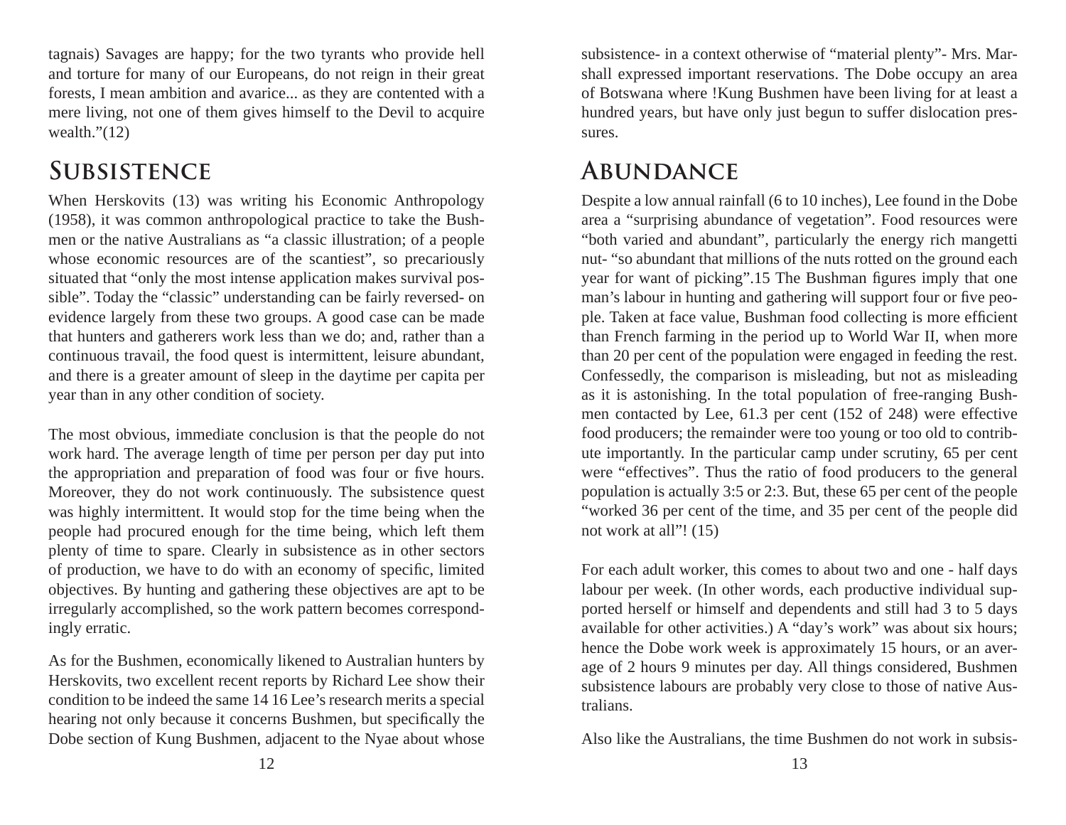tagnais) Savages are happy; for the two tyrants who provide hell and torture for many of our Europeans, do not reign in their great forests, I mean ambition and avarice... as they are contented with a mere living, not one of them gives himself to the Devil to acquire wealth."(12)

## Subsistence

When Herskovits (13) was writing his Economic Anthropology (1958), it was common anthropological practice to take the Bushmen or the native Australians as "a classic illustration; of a people whose economic resources are of the scantiest", so precariously situated that "only the most intense application makes survival possible". Today the "classic" understanding can be fairly reversed- on evidence largely from these two groups. A good case can be made that hunters and gatherers work less than we do; and, rather than a continuous travail, the food quest is intermittent, leisure abundant, and there is a greater amount of sleep in the daytime per capita per year than in any other condition of society.

The most obvious, immediate conclusion is that the people do not work hard. The average length of time per person per day put into the appropriation and preparation of food was four or five hours. Moreover, they do not work continuously. The subsistence quest was highly intermittent. It would stop for the time being when the people had procured enough for the time being, which left them plenty of time to spare. Clearly in subsistence as in other sectors of production, we have to do with an economy of specific, limited objectives. By hunting and gathering these objectives are apt to be irregularly accomplished, so the work pattern becomes correspondingly erratic.

As for the Bushmen, economically likened to Australian hunters by Herskovits, two excellent recent reports by Richard Lee show their condition to be indeed the same 14 16 Lee's research merits a special hearing not only because it concerns Bushmen, but specifically the Dobe section of Kung Bushmen, adjacent to the Nyae about whose subsistence- in a context otherwise of "material plenty"- Mrs. Marshall expressed important reservations. The Dobe occupy an area of Botswana where !Kung Bushmen have been living for at least a hundred years, but have only just begun to suffer dislocation pressures.

## Abundance

Despite a low annual rainfall (6 to 10 inches), Lee found in the Dobe area a "surprising abundance of vegetation". Food resources were "both varied and abundant", particularly the energy rich mangetti nut- "so abundant that millions of the nuts rotted on the ground each year for want of picking".15 The Bushman figures imply that one man's labour in hunting and gathering will support four or five people. Taken at face value, Bushman food collecting is more efficient than French farming in the period up to World War II, when more than 20 per cent of the population were engaged in feeding the rest. Confessedly, the comparison is misleading, but not as misleading as it is astonishing. In the total population of free-ranging Bushmen contacted by Lee, 61.3 per cent (152 of 248) were effective food producers; the remainder were too young or too old to contribute importantly. In the particular camp under scrutiny, 65 per cent were "effectives". Thus the ratio of food producers to the general population is actually 3:5 or 2:3. But, these 65 per cent of the people "worked 36 per cent of the time, and 35 per cent of the people did not work at all"! (15)

For each adult worker, this comes to about two and one - half days labour per week. (In other words, each productive individual supported herself or himself and dependents and still had 3 to 5 days available for other activities.) A "day's work" was about six hours; hence the Dobe work week is approximately 15 hours, or an average of 2 hours 9 minutes per day. All things considered, Bushmen subsistence labours are probably very close to those of native Australians.

Also like the Australians, the time Bushmen do not work in subsis-